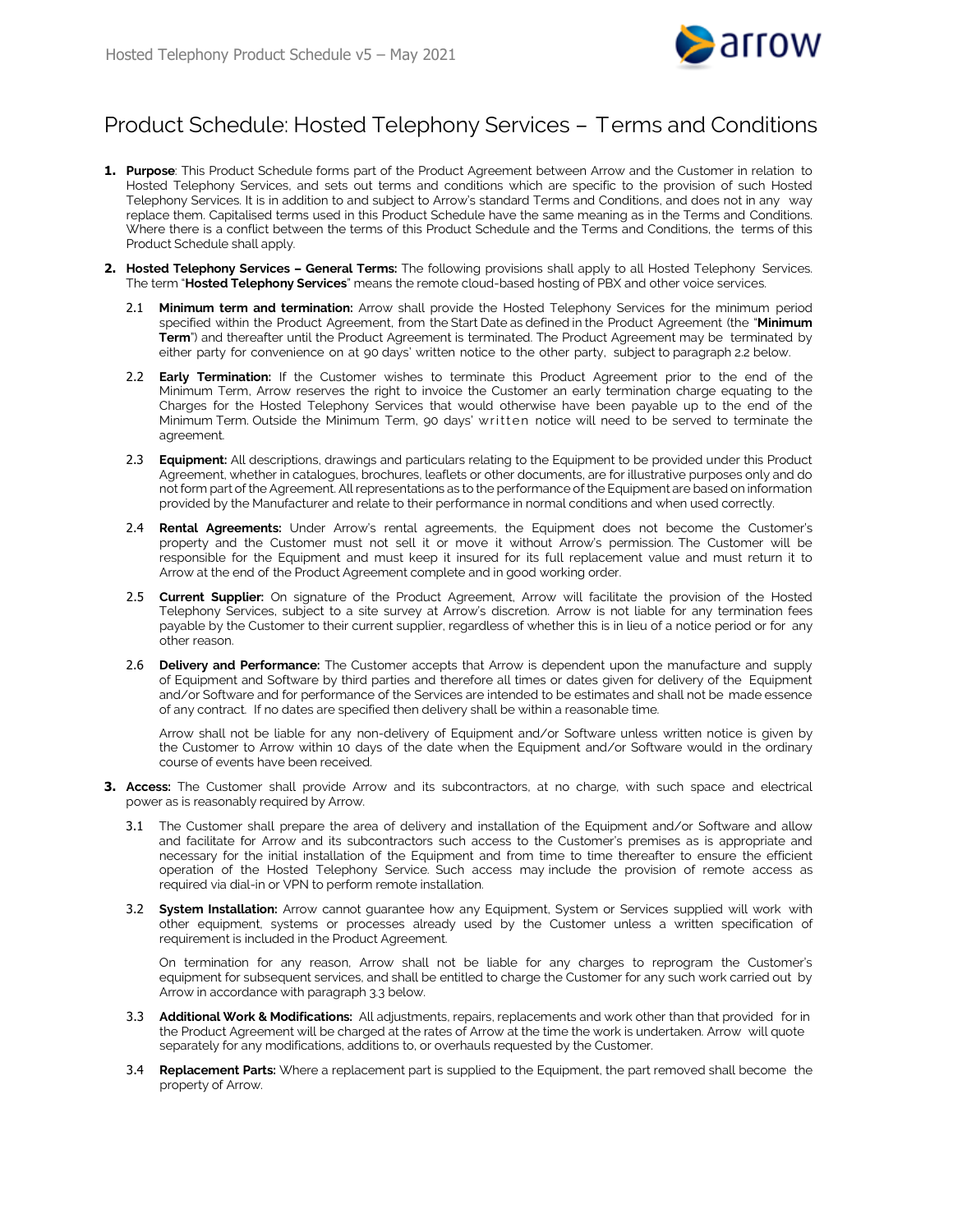# Product Schedule: Hosted Telephony Services – Terms and Conditions

1. **Purpose**: This Product Schedule forms part of the Product Agreement between Arrow and the Customer in relation to Hosted Telephony Services, and sets out terms and conditions which are specific to the provision of such Hosted Telephony Services. It is in addition to and subject to Arrow's standard Terms and Conditions, and does not in any way replace them. Capitalised terms used in this Product Schedule have the same meaning as in the Terms and Conditions. Where there is a conflict between the terms of this Product Schedule and the Terms and Conditions, the terms of this Product Schedule shall apply.

2. **Hosted Telephony Services – General Terms:** The following provisions shall apply to all Hosted Telephony Services. The term "**Hosted Telephony Services**" means the remote cloud-based hosting of PBX and other voice services.

   2.1 **Minimum term and termination:** Arrow shall provide the Hosted Telephony Services for the minimum period specified within the Product Agreement, from the Start Date as defined in the Product Agreement (the "**Minimum Term**") and thereafter until the Product Agreement is terminated. The Product Agreement may be terminated by either party for convenience on at 90 days' written notice to the other party, subject to paragraph 2.2 below.

   2.2 **Early Termination:** If the Customer wishes to terminate this Product Agreement prior to the end of the Minimum Term, Arrow reserves the right to invoice the Customer an early termination charge equating to the Charges for the Hosted Telephony Services that would otherwise have been payable up to the end of the Minimum Term. Outside the Minimum Term, 90 days' written notice will need to be served to terminate the agreement.

   2.3 **Equipment:** All descriptions, drawings and particulars relating to the Equipment to be provided under this Product Agreement, whether in catalogues, brochures, leaflets or other documents, are for illustrative purposes only and do not form part of the Agreement. All representations as to the performance of the Equipment are based on information provided by the Manufacturer and relate to their performance in normal conditions and when used correctly.

   2.4 **Rental Agreements:** Under Arrow's rental agreements, the Equipment does not become the Customer's property and the Customer must not sell it or move it without Arrow's permission. The Customer will be responsible for the Equipment and must keep it insured for its full replacement value and must return it to Arrow at the end of the Product Agreement complete and in good working order.

   2.5 **Current Supplier:** On signature of the Product Agreement, Arrow will facilitate the provision of the Hosted Telephony Services, subject to a site survey at Arrow's discretion. Arrow is not liable for any termination fees payable by the Customer to their current supplier, regardless of whether this is in lieu of a notice period or for any other reason.

   2.6 **Delivery and Performance:** The Customer accepts that Arrow is dependent upon the manufacture and supply of Equipment and Software by third parties and therefore all times or dates given for delivery of the Equipment and/or Software and for performance of the Services are intended to be estimates and shall not be made essence of any contract. If no dates are specified then delivery shall be within a reasonable time.

   Arrow shall not be liable for any non-delivery of Equipment and/or Software unless written notice is given by the Customer to Arrow within 10 days of the date when the Equipment and/or Software would in the ordinary course of events have been received.

3. **Access:** The Customer shall provide Arrow and its subcontractors, at no charge, with such space and electrical power as is reasonably required by Arrow.

   3.1 The Customer shall prepare the area of delivery and installation of the Equipment and/or Software and allow and facilitate for Arrow and its subcontractors such access to the Customer's premises as is appropriate and necessary for the initial installation of the Equipment and from time to time thereafter to ensure the efficient operation of the Hosted Telephony Service. Such access may include the provision of remote access as required via dial-in or VPN to perform remote installation.

   3.2 **System Installation:** Arrow cannot guarantee how any Equipment, System or Services supplied will work with other equipment, systems or processes already used by the Customer unless a written specification of requirement is included in the Product Agreement.

   On termination for any reason, Arrow shall not be liable for any charges to reprogram the Customer's equipment for subsequent services, and shall be entitled to charge the Customer for any such work carried out by Arrow in accordance with paragraph 3.3 below.

   3.3 **Additional Work & Modifications:** All adjustments, repairs, replacements and work other than that provided for in the Product Agreement will be charged at the rates of Arrow at the time the work is undertaken. Arrow will quote separately for any modifications, additions to, or overhauls requested by the Customer.

   3.4 **Replacement Parts:** Where a replacement part is supplied to the Equipment, the part removed shall become the property of Arrow.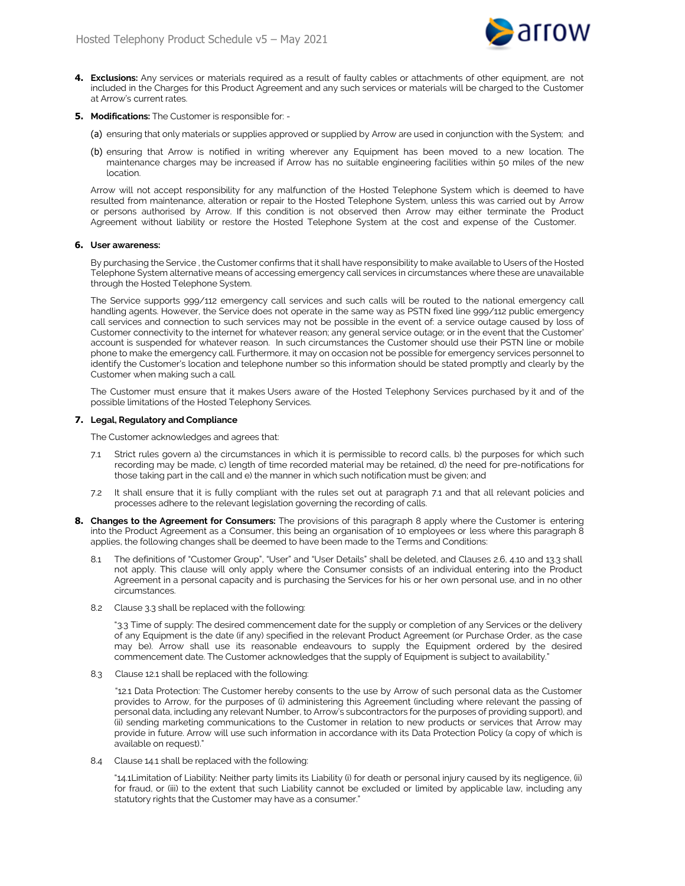4. **Exclusions:** Any services or materials required as a result of faulty cables or attachments of other equipment, are not included in the Charges for this Product Agreement and any such services or materials will be charged to the Customer at Arrow's current rates.

5. **Modifications:** The Customer is responsible for: -

   (a) ensuring that only materials or supplies approved or supplied by Arrow are used in conjunction with the System; and

   (b) ensuring that Arrow is notified in writing wherever any Equipment has been moved to a new location. The maintenance charges may be increased if Arrow has no suitable engineering facilities within 50 miles of the new location.

   Arrow will not accept responsibility for any malfunction of the Hosted Telephone System which is deemed to have resulted from maintenance, alteration or repair to the Hosted Telephone System, unless this was carried out by Arrow or persons authorised by Arrow. If this condition is not observed then Arrow may either terminate the Product Agreement without liability or restore the Hosted Telephone System at the cost and expense of the Customer.

6. **User awareness:**

   By purchasing the Service , the Customer confirms that it shall have responsibility to make available to Users of the Hosted Telephone System alternative means of accessing emergency call services in circumstances where these are unavailable through the Hosted Telephone System.

   The Service supports 999/112 emergency call services and such calls will be routed to the national emergency call handling agents. However, the Service does not operate in the same way as PSTN fixed line 999/112 public emergency call services and connection to such services may not be possible in the event of: a service outage caused by loss of Customer connectivity to the internet for whatever reason; any general service outage; or in the event that the Customer' account is suspended for whatever reason. In such circumstances the Customer should use their PSTN line or mobile phone to make the emergency call. Furthermore, it may on occasion not be possible for emergency services personnel to identify the Customer's location and telephone number so this information should be stated promptly and clearly by the Customer when making such a call.

   The Customer must ensure that it makes Users aware of the Hosted Telephony Services purchased by it and of the possible limitations of the Hosted Telephony Services.

7. **Legal, Regulatory and Compliance**

   The Customer acknowledges and agrees that:

   7.1 Strict rules govern a) the circumstances in which it is permissible to record calls, b) the purposes for which such recording may be made, c) length of time recorded material may be retained, d) the need for pre-notifications for those taking part in the call and e) the manner in which such notification must be given; and

   7.2 It shall ensure that it is fully compliant with the rules set out at paragraph 7.1 and that all relevant policies and processes adhere to the relevant legislation governing the recording of calls.

8. **Changes to the Agreement for Consumers:** The provisions of this paragraph 8 apply where the Customer is entering into the Product Agreement as a Consumer, this being an organisation of 10 employees or less where this paragraph 8 applies, the following changes shall be deemed to have been made to the Terms and Conditions:

   8.1 The definitions of "Customer Group", "User" and "User Details" shall be deleted, and Clauses 2.6, 4.10 and 13.3 shall not apply. This clause will only apply where the Consumer consists of an individual entering into the Product Agreement in a personal capacity and is purchasing the Services for his or her own personal use, and in no other circumstances.

   8.2 Clause 3.3 shall be replaced with the following:

   "3.3 Time of supply: The desired commencement date for the supply or completion of any Services or the delivery of any Equipment is the date (if any) specified in the relevant Product Agreement (or Purchase Order, as the case may be). Arrow shall use its reasonable endeavours to supply the Equipment ordered by the desired commencement date. The Customer acknowledges that the supply of Equipment is subject to availability."

   8.3 Clause 12.1 shall be replaced with the following:

   "12.1 Data Protection: The Customer hereby consents to the use by Arrow of such personal data as the Customer provides to Arrow, for the purposes of (i) administering this Agreement (including where relevant the passing of personal data, including any relevant Number, to Arrow's subcontractors for the purposes of providing support), and (ii) sending marketing communications to the Customer in relation to new products or services that Arrow may provide in future. Arrow will use such information in accordance with its Data Protection Policy (a copy of which is available on request)."

   8.4 Clause 14.1 shall be replaced with the following:

   "14.1Limitation of Liability: Neither party limits its Liability (i) for death or personal injury caused by its negligence, (ii) for fraud, or (iii) to the extent that such Liability cannot be excluded or limited by applicable law, including any statutory rights that the Customer may have as a consumer."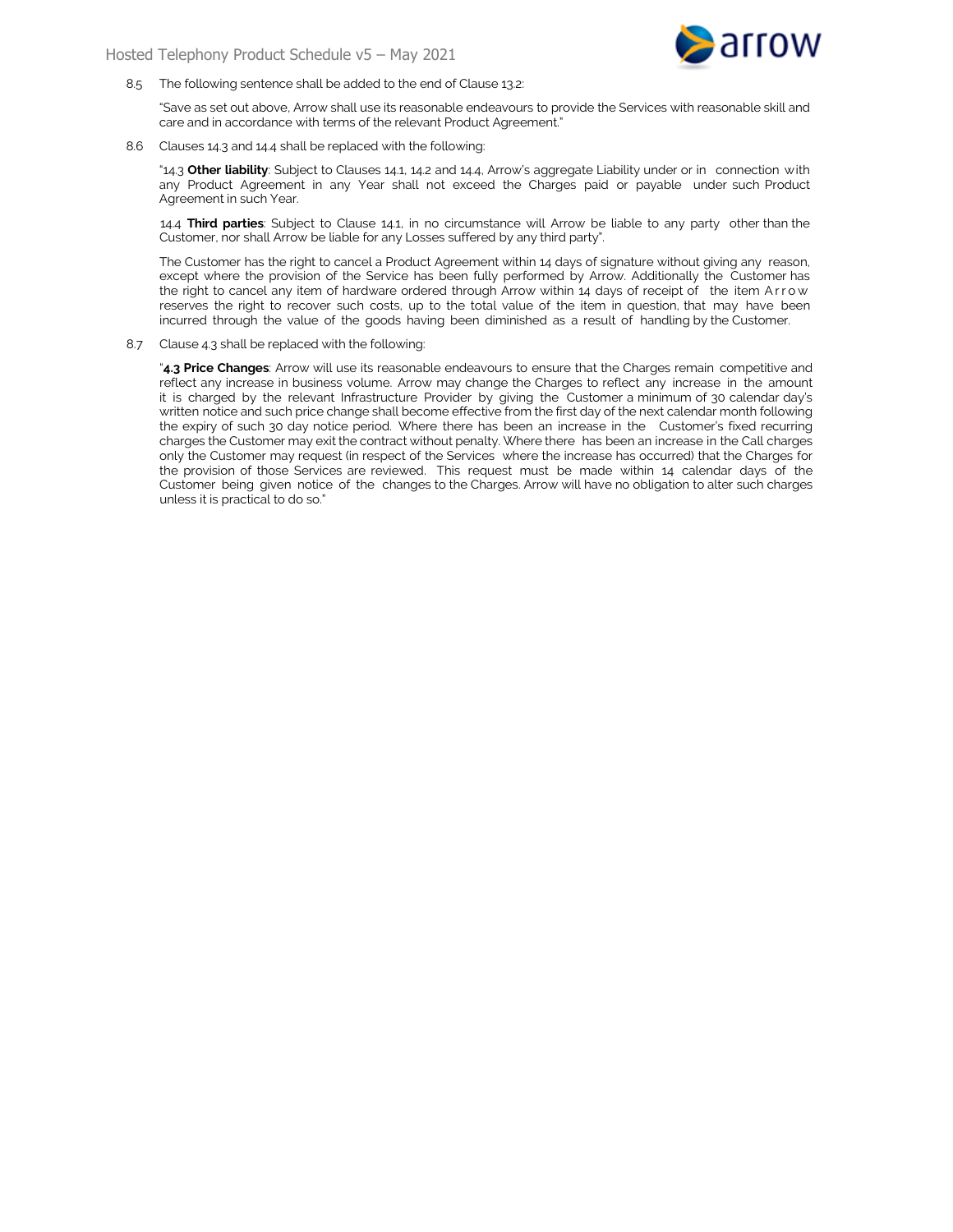8.5 The following sentence shall be added to the end of Clause 13.2:

"Save as set out above, Arrow shall use its reasonable endeavours to provide the Services with reasonable skill and care and in accordance with terms of the relevant Product Agreement."

8.6 Clauses 14.3 and 14.4 shall be replaced with the following:

"14.3 **Other liability**: Subject to Clauses 14.1, 14.2 and 14.4, Arrow's aggregate Liability under or in connection with any Product Agreement in any Year shall not exceed the Charges paid or payable under such Product Agreement in such Year.

14.4 **Third parties**: Subject to Clause 14.1, in no circumstance will Arrow be liable to any party other than the Customer, nor shall Arrow be liable for any Losses suffered by any third party".

The Customer has the right to cancel a Product Agreement within 14 days of signature without giving any reason, except where the provision of the Service has been fully performed by Arrow. Additionally the Customer has the right to cancel any item of hardware ordered through Arrow within 14 days of receipt of the item Arrow reserves the right to recover such costs, up to the total value of the item in question, that may have been incurred through the value of the goods having been diminished as a result of handling by the Customer.

8.7 Clause 4.3 shall be replaced with the following:

"**4.3 Price Changes**: Arrow will use its reasonable endeavours to ensure that the Charges remain competitive and reflect any increase in business volume. Arrow may change the Charges to reflect any increase in the amount it is charged by the relevant Infrastructure Provider by giving the Customer a minimum of 30 calendar day's written notice and such price change shall become effective from the first day of the next calendar month following the expiry of such 30 day notice period. Where there has been an increase in the Customer's fixed recurring charges the Customer may exit the contract without penalty. Where there has been an increase in the Call charges only the Customer may request (in respect of the Services where the increase has occurred) that the Charges for the provision of those Services are reviewed. This request must be made within 14 calendar days of the Customer being given notice of the changes to the Charges. Arrow will have no obligation to alter such charges unless it is practical to do so."